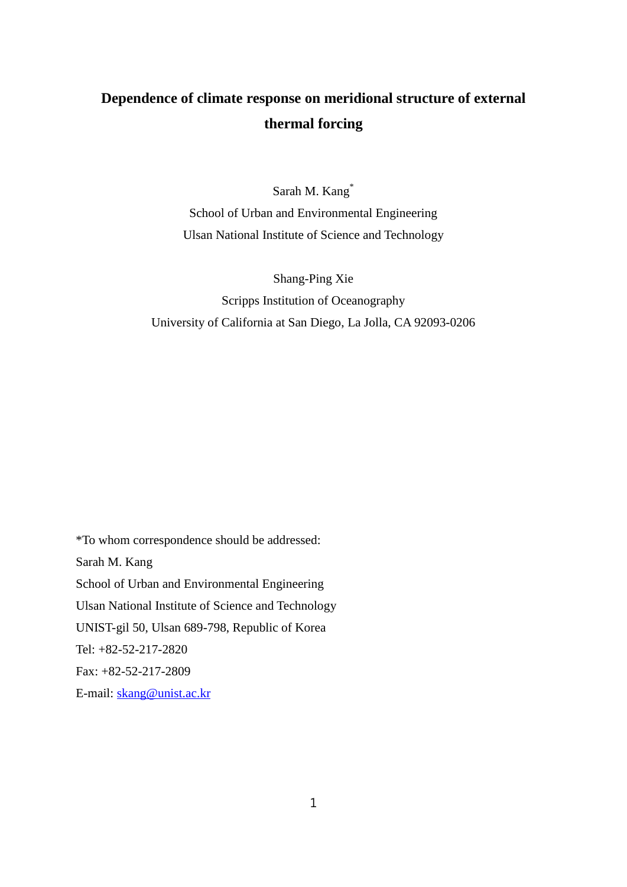# Dependence of climate response on meridional structure of external thermal forcing

Sarah M. Kang*

School of Urban and Environmental Engineering

Ulsan National Institute of Science and Technology

Shang-Ping Xie

Scripps Institution of Oceanography

University of California at San Diego, La Jolla, CA 92093-0206

*To whom correspondence should be addressed:

Sarah M. Kang

School of Urban and Environmental Engineering

Ulsan National Institute of Science and Technology

UNIST-gil 50, Ulsan 689-798, Republic of Korea

Tel: +82-52-217-2820

Fax: +82-52-217-2809

E-mail: skang@unist.ac.kr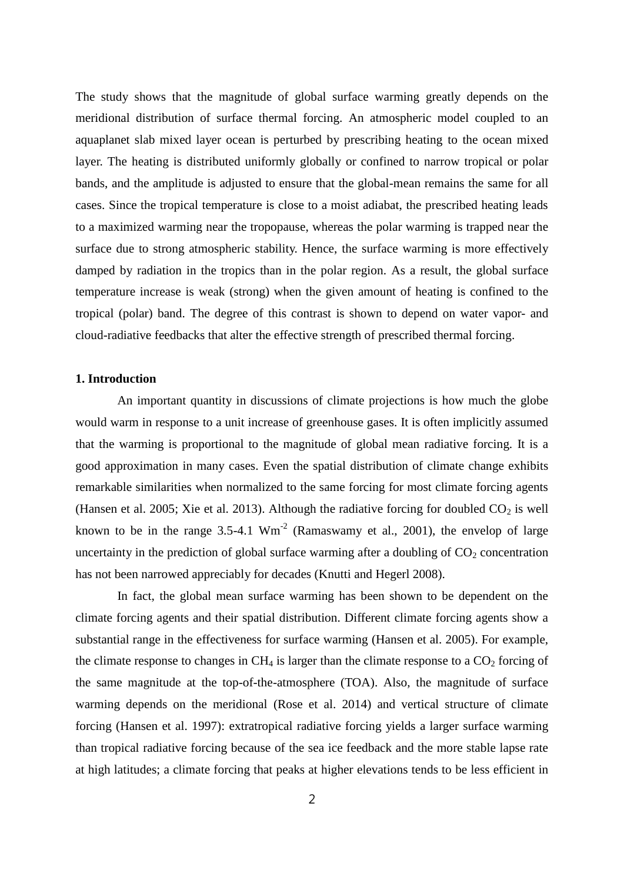The study shows that the magnitude of global surface warming greatly depends on the meridional distribution of surface thermal forcing. An atmospheric model coupled to an aquaplanet slab mixed layer ocean is perturbed by prescribing heating to the ocean mixed layer. The heating is distributed uniformly globally or confined to narrow tropical or polar bands, and the amplitude is adjusted to ensure that the global-mean remains the same for all cases. Since the tropical temperature is close to a moist adiabat, the prescribed heating leads to a maximized warming near the tropopause, whereas the polar warming is trapped near the surface due to strong atmospheric stability. Hence, the surface warming is more effectively damped by radiation in the tropics than in the polar region. As a result, the global surface temperature increase is weak (strong) when the given amount of heating is confined to the tropical (polar) band. The degree of this contrast is shown to depend on water vapor- and cloud-radiative feedbacks that alter the effective strength of prescribed thermal forcing.

## 1. Introduction

An important quantity in discussions of climate projections is how much the globe would warm in response to a unit increase of greenhouse gases. It is often implicitly assumed that the warming is proportional to the magnitude of global mean radiative forcing. It is a good approximation in many cases. Even the spatial distribution of climate change exhibits remarkable similarities when normalized to the same forcing for most climate forcing agents (Hansen et al. 2005; Xie et al. 2013). Although the radiative forcing for doubled $CO_2$ is well known to be in the range 3.5-4.1 $Wm^{-2}$ (Ramaswamy et al., 2001), the envelop of large uncertainty in the prediction of global surface warming after a doubling of $CO_2$ concentration has not been narrowed appreciably for decades (Knutti and Hegerl 2008).

In fact, the global mean surface warming has been shown to be dependent on the climate forcing agents and their spatial distribution. Different climate forcing agents show a substantial range in the effectiveness for surface warming (Hansen et al. 2005). For example, the climate response to changes in $CH_4$ is larger than the climate response to a $CO_2$ forcing of the same magnitude at the top-of-the-atmosphere (TOA). Also, the magnitude of surface warming depends on the meridional (Rose et al. 2014) and vertical structure of climate forcing (Hansen et al. 1997): extratropical radiative forcing yields a larger surface warming than tropical radiative forcing because of the sea ice feedback and the more stable lapse rate at high latitudes; a climate forcing that peaks at higher elevations tends to be less efficient in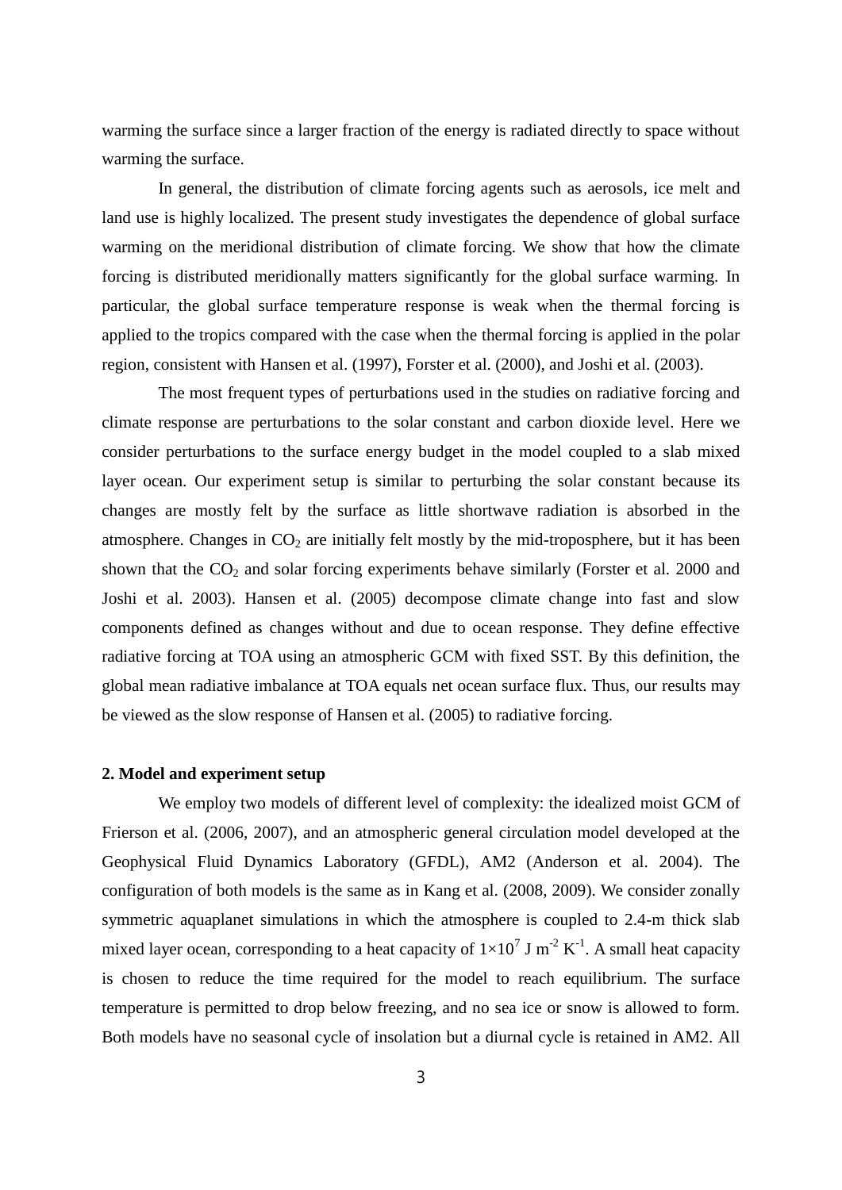warming the surface since a larger fraction of the energy is radiated directly to space without warming the surface.

In general, the distribution of climate forcing agents such as aerosols, ice melt and land use is highly localized. The present study investigates the dependence of global surface warming on the meridional distribution of climate forcing. We show that how the climate forcing is distributed meridionally matters significantly for the global surface warming. In particular, the global surface temperature response is weak when the thermal forcing is applied to the tropics compared with the case when the thermal forcing is applied in the polar region, consistent with Hansen et al. (1997), Forster et al. (2000), and Joshi et al. (2003).

The most frequent types of perturbations used in the studies on radiative forcing and climate response are perturbations to the solar constant and carbon dioxide level. Here we consider perturbations to the surface energy budget in the model coupled to a slab mixed layer ocean. Our experiment setup is similar to perturbing the solar constant because its changes are mostly felt by the surface as little shortwave radiation is absorbed in the atmosphere. Changes in $CO_2$ are initially felt mostly by the mid-troposphere, but it has been shown that the $CO_2$ and solar forcing experiments behave similarly (Forster et al. 2000 and Joshi et al. 2003). Hansen et al. (2005) decompose climate change into fast and slow components defined as changes without and due to ocean response. They define effective radiative forcing at TOA using an atmospheric GCM with fixed SST. By this definition, the global mean radiative imbalance at TOA equals net ocean surface flux. Thus, our results may be viewed as the slow response of Hansen et al. (2005) to radiative forcing.

## 2. Model and experiment setup

We employ two models of different level of complexity: the idealized moist GCM of Frierson et al. (2006, 2007), and an atmospheric general circulation model developed at the Geophysical Fluid Dynamics Laboratory (GFDL), AM2 (Anderson et al. 2004). The configuration of both models is the same as in Kang et al. (2008, 2009). We consider zonally symmetric aquaplanet simulations in which the atmosphere is coupled to 2.4-m thick slab mixed layer ocean, corresponding to a heat capacity of $1\times10^7$ J m$^{-2}$ K$^{-1}$. A small heat capacity is chosen to reduce the time required for the model to reach equilibrium. The surface temperature is permitted to drop below freezing, and no sea ice or snow is allowed to form. Both models have no seasonal cycle of insolation but a diurnal cycle is retained in AM2. All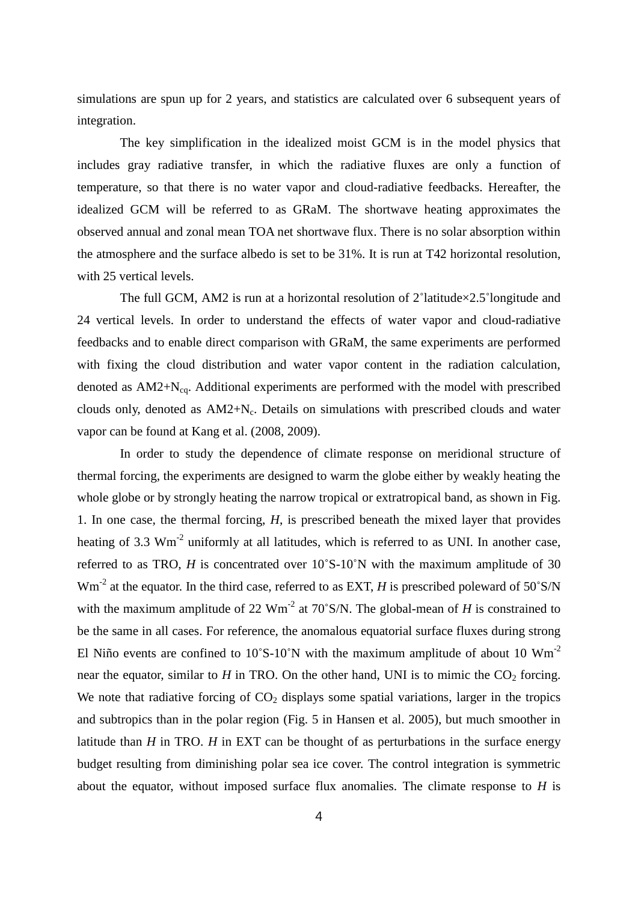simulations are spun up for 2 years, and statistics are calculated over 6 subsequent years of integration.

The key simplification in the idealized moist GCM is in the model physics that includes gray radiative transfer, in which the radiative fluxes are only a function of temperature, so that there is no water vapor and cloud-radiative feedbacks. Hereafter, the idealized GCM will be referred to as GRaM. The shortwave heating approximates the observed annual and zonal mean TOA net shortwave flux. There is no solar absorption within the atmosphere and the surface albedo is set to be 31%. It is run at T42 horizontal resolution, with 25 vertical levels.

The full GCM, AM2 is run at a horizontal resolution of 2˚latitude×2.5˚longitude and 24 vertical levels. In order to understand the effects of water vapor and cloud-radiative feedbacks and to enable direct comparison with GRaM, the same experiments are performed with fixing the cloud distribution and water vapor content in the radiation calculation, denoted as AM2+$N_{cq}$. Additional experiments are performed with the model with prescribed clouds only, denoted as AM2+$N_c$. Details on simulations with prescribed clouds and water vapor can be found at Kang et al. (2008, 2009).

In order to study the dependence of climate response on meridional structure of thermal forcing, the experiments are designed to warm the globe either by weakly heating the whole globe or by strongly heating the narrow tropical or extratropical band, as shown in Fig. 1. In one case, the thermal forcing, *H*, is prescribed beneath the mixed layer that provides heating of 3.3 Wm$^{-2}$ uniformly at all latitudes, which is referred to as UNI. In another case, referred to as TRO, *H* is concentrated over 10˚S-10˚N with the maximum amplitude of 30 Wm$^{-2}$ at the equator. In the third case, referred to as EXT, *H* is prescribed poleward of 50˚S/N with the maximum amplitude of 22 Wm$^{-2}$ at 70˚S/N. The global-mean of *H* is constrained to be the same in all cases. For reference, the anomalous equatorial surface fluxes during strong El Niño events are confined to 10˚S-10˚N with the maximum amplitude of about 10 Wm$^{-2}$ near the equator, similar to *H* in TRO. On the other hand, UNI is to mimic the $CO_2$ forcing. We note that radiative forcing of $CO_2$ displays some spatial variations, larger in the tropics and subtropics than in the polar region (Fig. 5 in Hansen et al. 2005), but much smoother in latitude than *H* in TRO. *H* in EXT can be thought of as perturbations in the surface energy budget resulting from diminishing polar sea ice cover. The control integration is symmetric about the equator, without imposed surface flux anomalies. The climate response to *H* is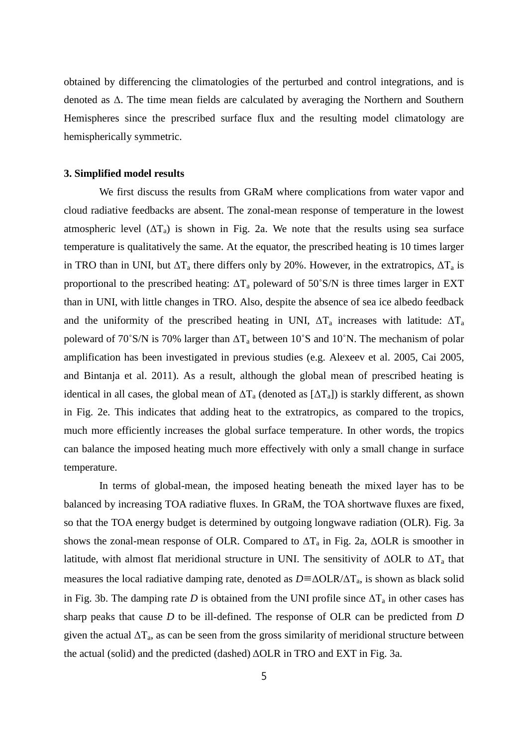obtained by differencing the climatologies of the perturbed and control integrations, and is denoted as $\Delta$. The time mean fields are calculated by averaging the Northern and Southern Hemispheres since the prescribed surface flux and the resulting model climatology are hemispherically symmetric.

### 3. Simplified model results

We first discuss the results from GRaM where complications from water vapor and cloud radiative feedbacks are absent. The zonal-mean response of temperature in the lowest atmospheric level ($\Delta T_a$) is shown in Fig. 2a. We note that the results using sea surface temperature is qualitatively the same. At the equator, the prescribed heating is 10 times larger in TRO than in UNI, but $\Delta T_a$ there differs only by 20%. However, in the extratropics, $\Delta T_a$ is proportional to the prescribed heating: $\Delta T_a$ poleward of 50˚S/N is three times larger in EXT than in UNI, with little changes in TRO. Also, despite the absence of sea ice albedo feedback and the uniformity of the prescribed heating in UNI, $\Delta T_a$ increases with latitude: $\Delta T_a$ poleward of 70˚S/N is 70% larger than $\Delta T_a$ between 10˚S and 10˚N. The mechanism of polar amplification has been investigated in previous studies (e.g. Alexeev et al. 2005, Cai 2005, and Bintanja et al. 2011). As a result, although the global mean of prescribed heating is identical in all cases, the global mean of $\Delta T_a$ (denoted as $[\Delta T_a]$) is starkly different, as shown in Fig. 2e. This indicates that adding heat to the extratropics, as compared to the tropics, much more efficiently increases the global surface temperature. In other words, the tropics can balance the imposed heating much more effectively with only a small change in surface temperature.

In terms of global-mean, the imposed heating beneath the mixed layer has to be balanced by increasing TOA radiative fluxes. In GRaM, the TOA shortwave fluxes are fixed, so that the TOA energy budget is determined by outgoing longwave radiation (OLR). Fig. 3a shows the zonal-mean response of OLR. Compared to $\Delta T_a$ in Fig. 2a, $\Delta$OLR is smoother in latitude, with almost flat meridional structure in UNI. The sensitivity of $\Delta$OLR to $\Delta T_a$ that measures the local radiative damping rate, denoted as $D \equiv \Delta \mathrm{OLR}/\Delta T_a$, is shown as black solid in Fig. 3b. The damping rate $D$ is obtained from the UNI profile since $\Delta T_a$ in other cases has sharp peaks that cause $D$ to be ill-defined. The response of OLR can be predicted from $D$ given the actual $\Delta T_a$, as can be seen from the gross similarity of meridional structure between the actual (solid) and the predicted (dashed) $\Delta$OLR in TRO and EXT in Fig. 3a.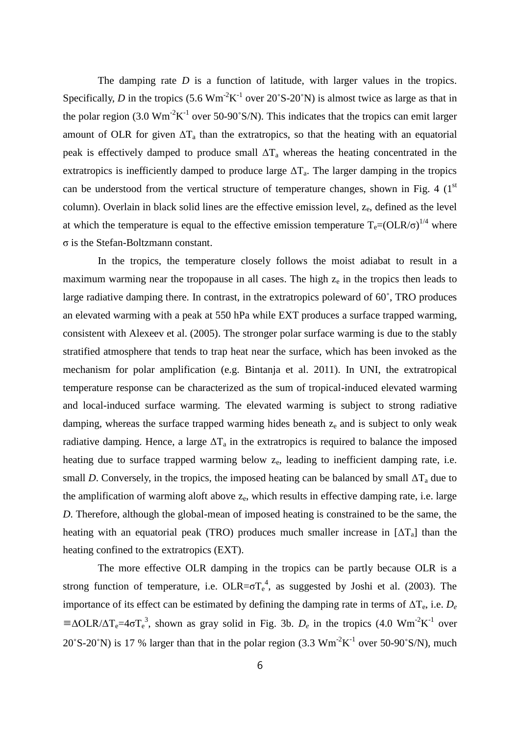The damping rate $D$ is a function of latitude, with larger values in the tropics. Specifically, $D$ in the tropics (5.6 $Wm^{-2}K^{-1}$ over 20˚S-20˚N) is almost twice as large as that in the polar region (3.0 $Wm^{-2}K^{-1}$ over 50-90˚S/N). This indicates that the tropics can emit larger amount of OLR for given $\Delta T_a$ than the extratropics, so that the heating with an equatorial peak is effectively damped to produce small $\Delta T_a$ whereas the heating concentrated in the extratropics is inefficiently damped to produce large $\Delta T_a$. The larger damping in the tropics can be understood from the vertical structure of temperature changes, shown in Fig. 4 (1st column). Overlain in black solid lines are the effective emission level, $z_e$, defined as the level at which the temperature is equal to the effective emission temperature $T_e=(OLR/\sigma)^{1/4}$ where σ is the Stefan-Boltzmann constant.

In the tropics, the temperature closely follows the moist adiabat to result in a maximum warming near the tropopause in all cases. The high $z_e$ in the tropics then leads to large radiative damping there. In contrast, in the extratropics poleward of 60˚, TRO produces an elevated warming with a peak at 550 hPa while EXT produces a surface trapped warming, consistent with Alexeev et al. (2005). The stronger polar surface warming is due to the stably stratified atmosphere that tends to trap heat near the surface, which has been invoked as the mechanism for polar amplification (e.g. Bintanja et al. 2011). In UNI, the extratropical temperature response can be characterized as the sum of tropical-induced elevated warming and local-induced surface warming. The elevated warming is subject to strong radiative damping, whereas the surface trapped warming hides beneath $z_e$ and is subject to only weak radiative damping. Hence, a large $\Delta T_a$ in the extratropics is required to balance the imposed heating due to surface trapped warming below $z_e$, leading to inefficient damping rate, i.e. small $D$. Conversely, in the tropics, the imposed heating can be balanced by small $\Delta T_a$ due to the amplification of warming aloft above $z_e$, which results in effective damping rate, i.e. large $D$. Therefore, although the global-mean of imposed heating is constrained to be the same, the heating with an equatorial peak (TRO) produces much smaller increase in $[\Delta T_a]$ than the heating confined to the extratropics (EXT).

The more effective OLR damping in the tropics can be partly because OLR is a strong function of temperature, i.e. $OLR=\sigma T_e^4$, as suggested by Joshi et al. (2003). The importance of its effect can be estimated by defining the damping rate in terms of $\Delta T_e$, i.e. $D_e \equiv \Delta OLR/\Delta T_e = 4\sigma T_e^3$, shown as gray solid in Fig. 3b. $D_e$ in the tropics (4.0 $Wm^{-2}K^{-1}$ over 20˚S-20˚N) is 17 % larger than that in the polar region (3.3 $Wm^{-2}K^{-1}$ over 50-90˚S/N), much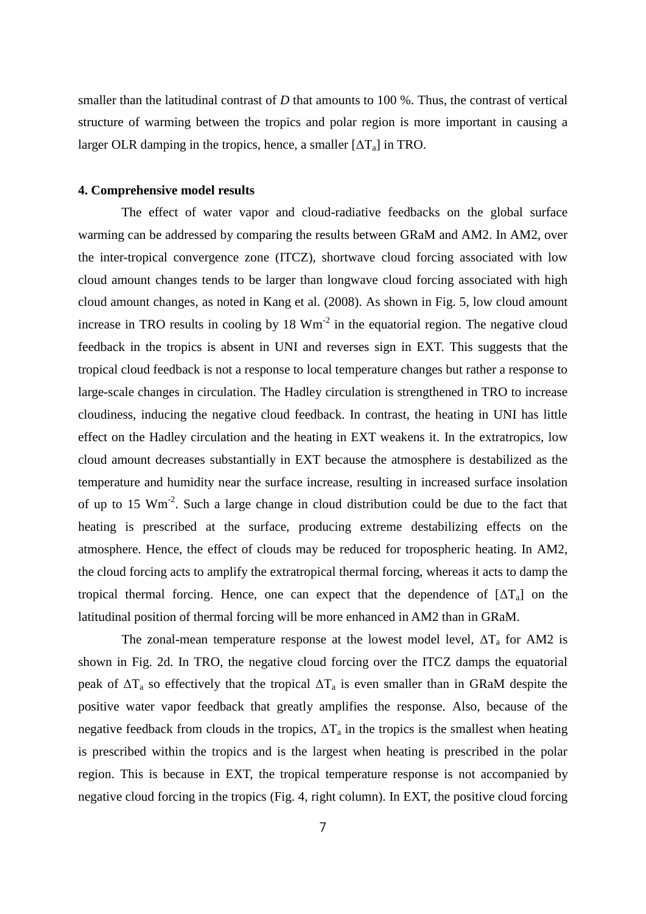smaller than the latitudinal contrast of *D* that amounts to 100 %. Thus, the contrast of vertical structure of warming between the tropics and polar region is more important in causing a larger OLR damping in the tropics, hence, a smaller $[\Delta T_a]$ in TRO.

## 4. Comprehensive model results

The effect of water vapor and cloud-radiative feedbacks on the global surface warming can be addressed by comparing the results between GRaM and AM2. In AM2, over the inter-tropical convergence zone (ITCZ), shortwave cloud forcing associated with low cloud amount changes tends to be larger than longwave cloud forcing associated with high cloud amount changes, as noted in Kang et al. (2008). As shown in Fig. 5, low cloud amount increase in TRO results in cooling by 18 $Wm^{-2}$ in the equatorial region. The negative cloud feedback in the tropics is absent in UNI and reverses sign in EXT. This suggests that the tropical cloud feedback is not a response to local temperature changes but rather a response to large-scale changes in circulation. The Hadley circulation is strengthened in TRO to increase cloudiness, inducing the negative cloud feedback. In contrast, the heating in UNI has little effect on the Hadley circulation and the heating in EXT weakens it. In the extratropics, low cloud amount decreases substantially in EXT because the atmosphere is destabilized as the temperature and humidity near the surface increase, resulting in increased surface insolation of up to 15 $Wm^{-2}$. Such a large change in cloud distribution could be due to the fact that heating is prescribed at the surface, producing extreme destabilizing effects on the atmosphere. Hence, the effect of clouds may be reduced for tropospheric heating. In AM2, the cloud forcing acts to amplify the extratropical thermal forcing, whereas it acts to damp the tropical thermal forcing. Hence, one can expect that the dependence of $[\Delta T_a]$ on the latitudinal position of thermal forcing will be more enhanced in AM2 than in GRaM.

The zonal-mean temperature response at the lowest model level, $\Delta T_a$ for AM2 is shown in Fig. 2d. In TRO, the negative cloud forcing over the ITCZ damps the equatorial peak of $\Delta T_a$ so effectively that the tropical $\Delta T_a$ is even smaller than in GRaM despite the positive water vapor feedback that greatly amplifies the response. Also, because of the negative feedback from clouds in the tropics, $\Delta T_a$ in the tropics is the smallest when heating is prescribed within the tropics and is the largest when heating is prescribed in the polar region. This is because in EXT, the tropical temperature response is not accompanied by negative cloud forcing in the tropics (Fig. 4, right column). In EXT, the positive cloud forcing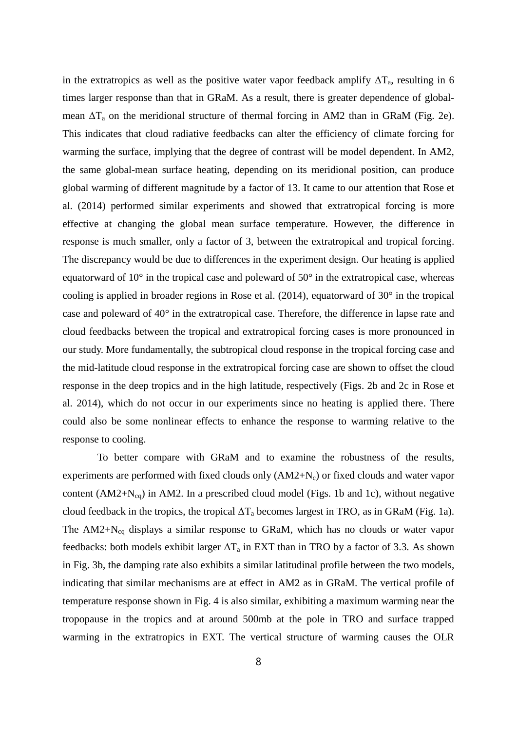in the extratropics as well as the positive water vapor feedback amplify $\Delta T_a$, resulting in 6 times larger response than that in GRaM. As a result, there is greater dependence of global-mean $\Delta T_a$ on the meridional structure of thermal forcing in AM2 than in GRaM (Fig. 2e). This indicates that cloud radiative feedbacks can alter the efficiency of climate forcing for warming the surface, implying that the degree of contrast will be model dependent. In AM2, the same global-mean surface heating, depending on its meridional position, can produce global warming of different magnitude by a factor of 13. It came to our attention that Rose et al. (2014) performed similar experiments and showed that extratropical forcing is more effective at changing the global mean surface temperature. However, the difference in response is much smaller, only a factor of 3, between the extratropical and tropical forcing. The discrepancy would be due to differences in the experiment design. Our heating is applied equatorward of 10° in the tropical case and poleward of 50° in the extratropical case, whereas cooling is applied in broader regions in Rose et al. (2014), equatorward of 30° in the tropical case and poleward of 40° in the extratropical case. Therefore, the difference in lapse rate and cloud feedbacks between the tropical and extratropical forcing cases is more pronounced in our study. More fundamentally, the subtropical cloud response in the tropical forcing case and the mid-latitude cloud response in the extratropical forcing case are shown to offset the cloud response in the deep tropics and in the high latitude, respectively (Figs. 2b and 2c in Rose et al. 2014), which do not occur in our experiments since no heating is applied there. There could also be some nonlinear effects to enhance the response to warming relative to the response to cooling.

To better compare with GRaM and to examine the robustness of the results, experiments are performed with fixed clouds only (AM2+$N_c$) or fixed clouds and water vapor content (AM2+$N_{cq}$) in AM2. In a prescribed cloud model (Figs. 1b and 1c), without negative cloud feedback in the tropics, the tropical $\Delta T_a$ becomes largest in TRO, as in GRaM (Fig. 1a). The AM2+$N_{cq}$ displays a similar response to GRaM, which has no clouds or water vapor feedbacks: both models exhibit larger $\Delta T_a$ in EXT than in TRO by a factor of 3.3. As shown in Fig. 3b, the damping rate also exhibits a similar latitudinal profile between the two models, indicating that similar mechanisms are at effect in AM2 as in GRaM. The vertical profile of temperature response shown in Fig. 4 is also similar, exhibiting a maximum warming near the tropopause in the tropics and at around 500mb at the pole in TRO and surface trapped warming in the extratropics in EXT. The vertical structure of warming causes the OLR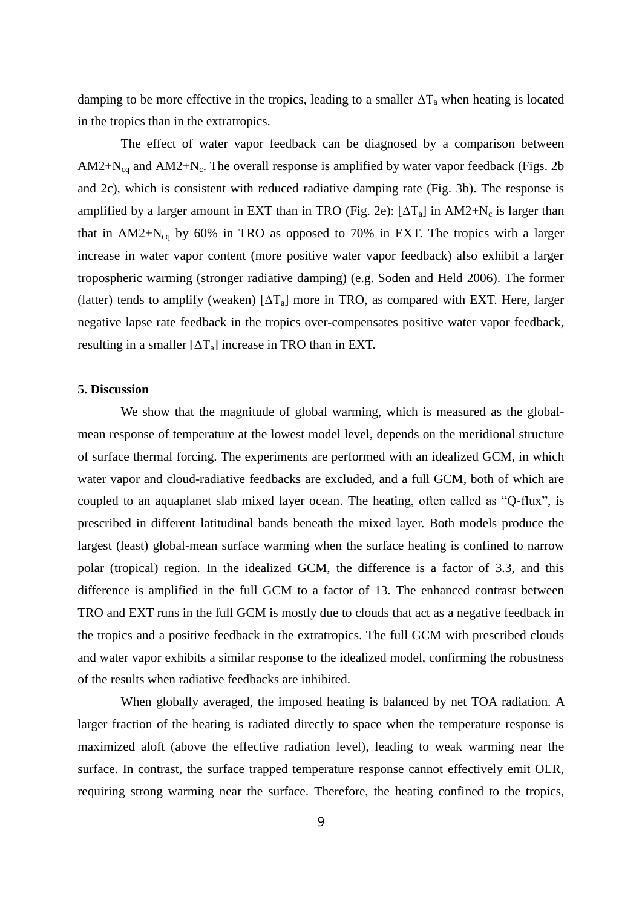damping to be more effective in the tropics, leading to a smaller $\Delta T_a$ when heating is located in the tropics than in the extratropics.

The effect of water vapor feedback can be diagnosed by a comparison between AM2+$N_{cq}$ and AM2+$N_c$. The overall response is amplified by water vapor feedback (Figs. 2b and 2c), which is consistent with reduced radiative damping rate (Fig. 3b). The response is amplified by a larger amount in EXT than in TRO (Fig. 2e): [$\Delta T_a$] in AM2+$N_c$ is larger than that in AM2+$N_{cq}$ by 60% in TRO as opposed to 70% in EXT. The tropics with a larger increase in water vapor content (more positive water vapor feedback) also exhibit a larger tropospheric warming (stronger radiative damping) (e.g. Soden and Held 2006). The former (latter) tends to amplify (weaken) [$\Delta T_a$] more in TRO, as compared with EXT. Here, larger negative lapse rate feedback in the tropics over-compensates positive water vapor feedback, resulting in a smaller [$\Delta T_a$] increase in TRO than in EXT.

## 5. Discussion

We show that the magnitude of global warming, which is measured as the global-mean response of temperature at the lowest model level, depends on the meridional structure of surface thermal forcing. The experiments are performed with an idealized GCM, in which water vapor and cloud-radiative feedbacks are excluded, and a full GCM, both of which are coupled to an aquaplanet slab mixed layer ocean. The heating, often called as "Q-flux", is prescribed in different latitudinal bands beneath the mixed layer. Both models produce the largest (least) global-mean surface warming when the surface heating is confined to narrow polar (tropical) region. In the idealized GCM, the difference is a factor of 3.3, and this difference is amplified in the full GCM to a factor of 13. The enhanced contrast between TRO and EXT runs in the full GCM is mostly due to clouds that act as a negative feedback in the tropics and a positive feedback in the extratropics. The full GCM with prescribed clouds and water vapor exhibits a similar response to the idealized model, confirming the robustness of the results when radiative feedbacks are inhibited.

When globally averaged, the imposed heating is balanced by net TOA radiation. A larger fraction of the heating is radiated directly to space when the temperature response is maximized aloft (above the effective radiation level), leading to weak warming near the surface. In contrast, the surface trapped temperature response cannot effectively emit OLR, requiring strong warming near the surface. Therefore, the heating confined to the tropics,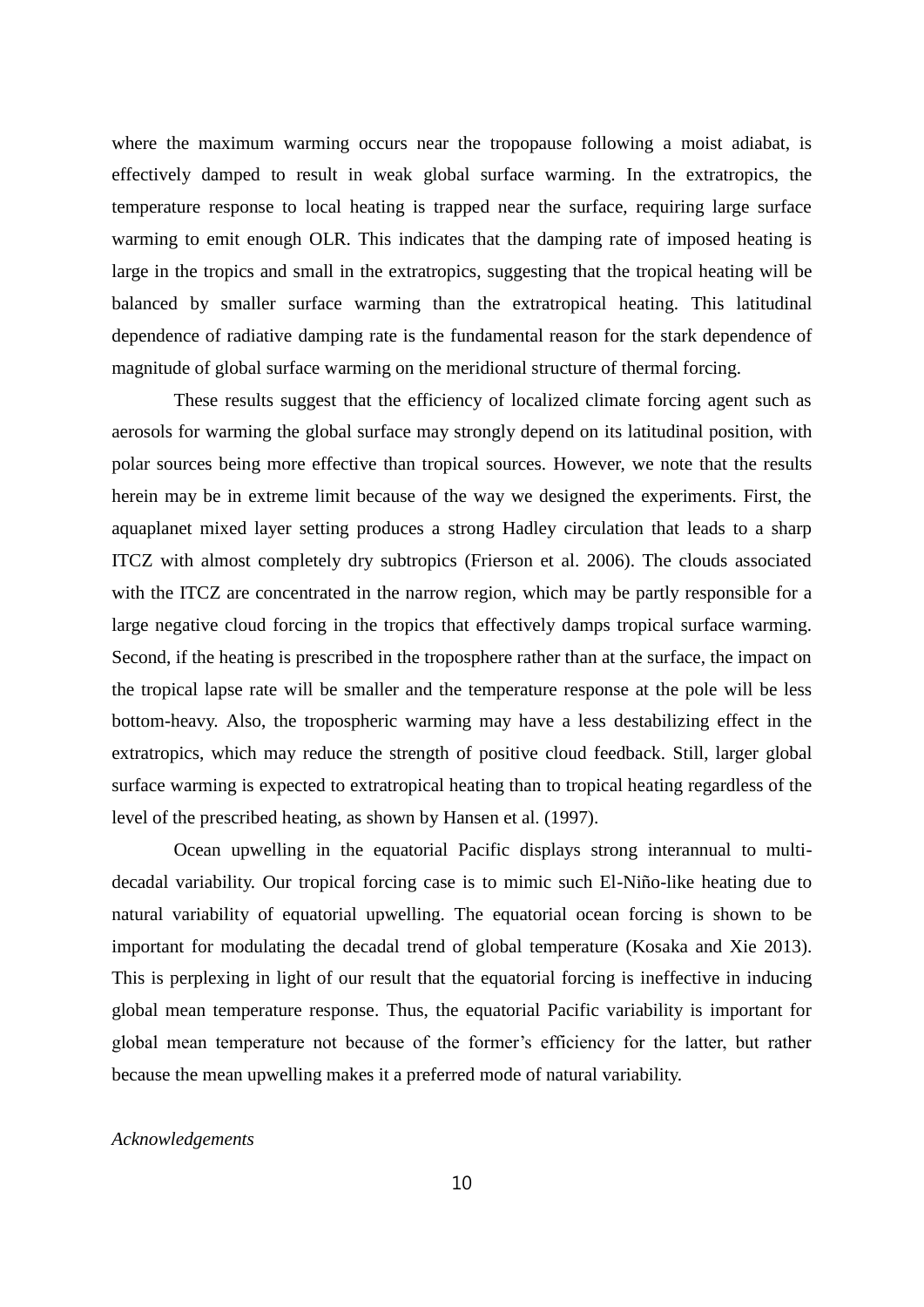where the maximum warming occurs near the tropopause following a moist adiabat, is effectively damped to result in weak global surface warming. In the extratropics, the temperature response to local heating is trapped near the surface, requiring large surface warming to emit enough OLR. This indicates that the damping rate of imposed heating is large in the tropics and small in the extratropics, suggesting that the tropical heating will be balanced by smaller surface warming than the extratropical heating. This latitudinal dependence of radiative damping rate is the fundamental reason for the stark dependence of magnitude of global surface warming on the meridional structure of thermal forcing.

These results suggest that the efficiency of localized climate forcing agent such as aerosols for warming the global surface may strongly depend on its latitudinal position, with polar sources being more effective than tropical sources. However, we note that the results herein may be in extreme limit because of the way we designed the experiments. First, the aquaplanet mixed layer setting produces a strong Hadley circulation that leads to a sharp ITCZ with almost completely dry subtropics (Frierson et al. 2006). The clouds associated with the ITCZ are concentrated in the narrow region, which may be partly responsible for a large negative cloud forcing in the tropics that effectively damps tropical surface warming. Second, if the heating is prescribed in the troposphere rather than at the surface, the impact on the tropical lapse rate will be smaller and the temperature response at the pole will be less bottom-heavy. Also, the tropospheric warming may have a less destabilizing effect in the extratropics, which may reduce the strength of positive cloud feedback. Still, larger global surface warming is expected to extratropical heating than to tropical heating regardless of the level of the prescribed heating, as shown by Hansen et al. (1997).

Ocean upwelling in the equatorial Pacific displays strong interannual to multi-decadal variability. Our tropical forcing case is to mimic such El-Niño-like heating due to natural variability of equatorial upwelling. The equatorial ocean forcing is shown to be important for modulating the decadal trend of global temperature (Kosaka and Xie 2013). This is perplexing in light of our result that the equatorial forcing is ineffective in inducing global mean temperature response. Thus, the equatorial Pacific variability is important for global mean temperature not because of the former's efficiency for the latter, but rather because the mean upwelling makes it a preferred mode of natural variability.

*Acknowledgements*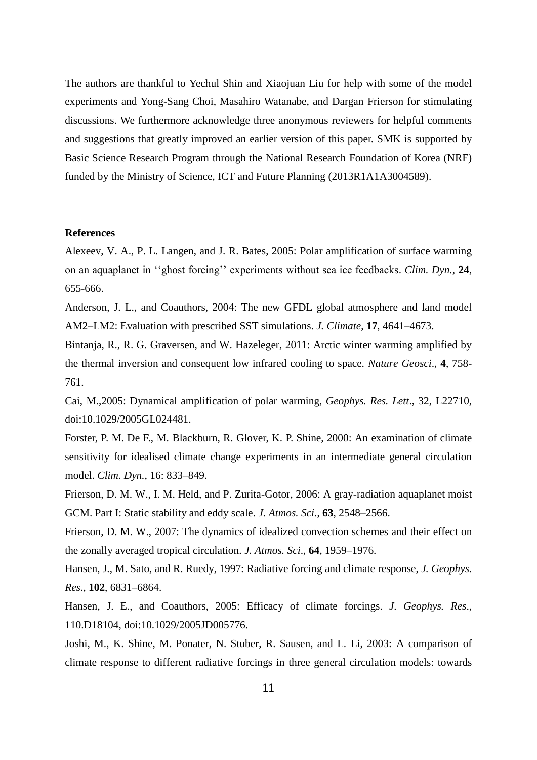The authors are thankful to Yechul Shin and Xiaojuan Liu for help with some of the model experiments and Yong-Sang Choi, Masahiro Watanabe, and Dargan Frierson for stimulating discussions. We furthermore acknowledge three anonymous reviewers for helpful comments and suggestions that greatly improved an earlier version of this paper. SMK is supported by Basic Science Research Program through the National Research Foundation of Korea (NRF) funded by the Ministry of Science, ICT and Future Planning (2013R1A1A3004589).

**References**

Alexeev, V. A., P. L. Langen, and J. R. Bates, 2005: Polar amplification of surface warming on an aquaplanet in ''ghost forcing'' experiments without sea ice feedbacks. *Clim. Dyn.*, **24**, 655-666.

Anderson, J. L., and Coauthors, 2004: The new GFDL global atmosphere and land model AM2–LM2: Evaluation with prescribed SST simulations. *J. Climate*, **17**, 4641–4673.

Bintanja, R., R. G. Graversen, and W. Hazeleger, 2011: Arctic winter warming amplified by the thermal inversion and consequent low infrared cooling to space. *Nature Geosci*., **4**, 758-761.

Cai, M.,2005: Dynamical amplification of polar warming, *Geophys. Res. Lett*., 32, L22710, doi:10.1029/2005GL024481.

Forster, P. M. De F., M. Blackburn, R. Glover, K. P. Shine, 2000: An examination of climate sensitivity for idealised climate change experiments in an intermediate general circulation model. *Clim. Dyn.*, 16: 833–849.

Frierson, D. M. W., I. M. Held, and P. Zurita-Gotor, 2006: A gray-radiation aquaplanet moist GCM. Part I: Static stability and eddy scale. *J. Atmos. Sci.*, **63**, 2548–2566.

Frierson, D. M. W., 2007: The dynamics of idealized convection schemes and their effect on the zonally averaged tropical circulation. *J. Atmos. Sci*., **64**, 1959–1976.

Hansen, J., M. Sato, and R. Ruedy, 1997: Radiative forcing and climate response, *J. Geophys. Res*., **102**, 6831–6864.

Hansen, J. E., and Coauthors, 2005: Efficacy of climate forcings. *J. Geophys. Res*., 110.D18104, doi:10.1029/2005JD005776.

Joshi, M., K. Shine, M. Ponater, N. Stuber, R. Sausen, and L. Li, 2003: A comparison of climate response to different radiative forcings in three general circulation models: towards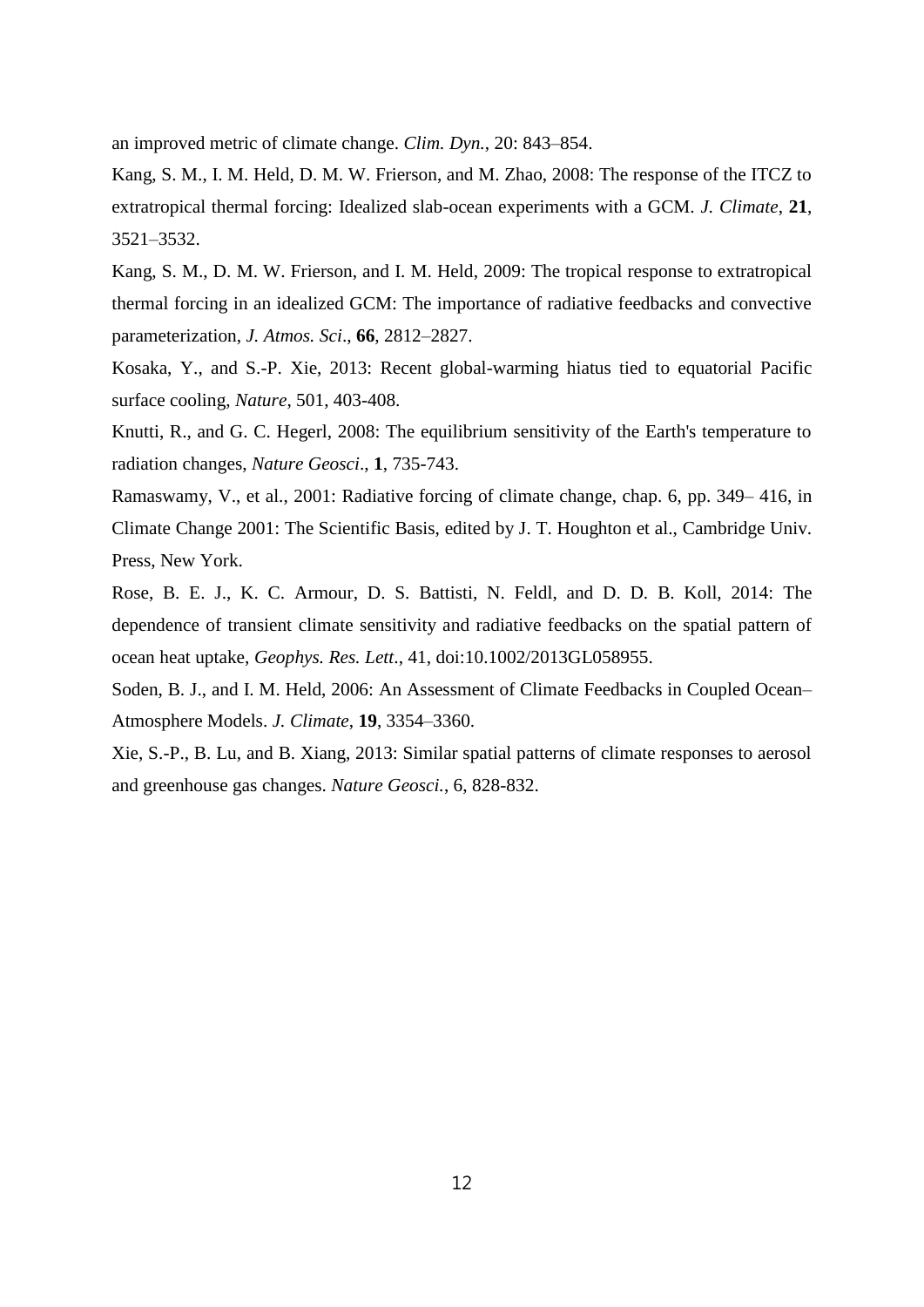an improved metric of climate change. *Clim. Dyn.*, 20: 843–854.

Kang, S. M., I. M. Held, D. M. W. Frierson, and M. Zhao, 2008: The response of the ITCZ to extratropical thermal forcing: Idealized slab-ocean experiments with a GCM. *J. Climate*, **21**, 3521–3532.

Kang, S. M., D. M. W. Frierson, and I. M. Held, 2009: The tropical response to extratropical thermal forcing in an idealized GCM: The importance of radiative feedbacks and convective parameterization, *J. Atmos. Sci*., **66**, 2812–2827.

Kosaka, Y., and S.-P. Xie, 2013: Recent global-warming hiatus tied to equatorial Pacific surface cooling, *Nature*, 501, 403-408.

Knutti, R., and G. C. Hegerl, 2008: The equilibrium sensitivity of the Earth's temperature to radiation changes, *Nature Geosci*., **1**, 735-743.

Ramaswamy, V., et al., 2001: Radiative forcing of climate change, chap. 6, pp. 349– 416, in Climate Change 2001: The Scientific Basis, edited by J. T. Houghton et al., Cambridge Univ. Press, New York.

Rose, B. E. J., K. C. Armour, D. S. Battisti, N. Feldl, and D. D. B. Koll, 2014: The dependence of transient climate sensitivity and radiative feedbacks on the spatial pattern of ocean heat uptake, *Geophys. Res. Lett*., 41, doi:10.1002/2013GL058955.

Soden, B. J., and I. M. Held, 2006: An Assessment of Climate Feedbacks in Coupled Ocean–Atmosphere Models. *J. Climate*, **19**, 3354–3360.

Xie, S.-P., B. Lu, and B. Xiang, 2013: Similar spatial patterns of climate responses to aerosol and greenhouse gas changes. *Nature Geosci.*, 6, 828-832.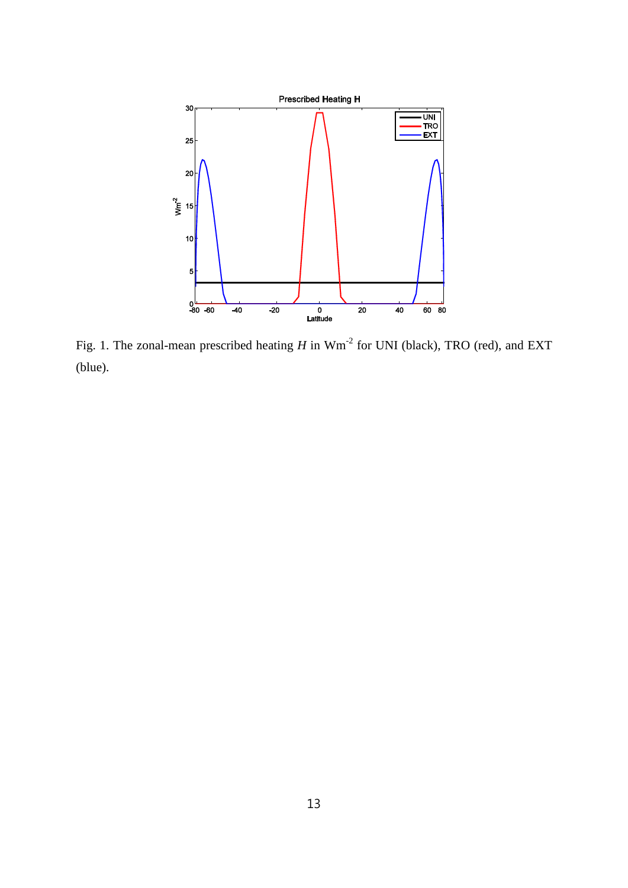Prescribed Heating H

UNI
TRO
EXT

$Wm^{-2}$

30
25
20
15
10
5
0

-80 -60 -40 -20 0 20 40 60 80

Latitude

Fig. 1. The zonal-mean prescribed heating $H$ in $Wm^{-2}$ for UNI (black), TRO (red), and EXT (blue).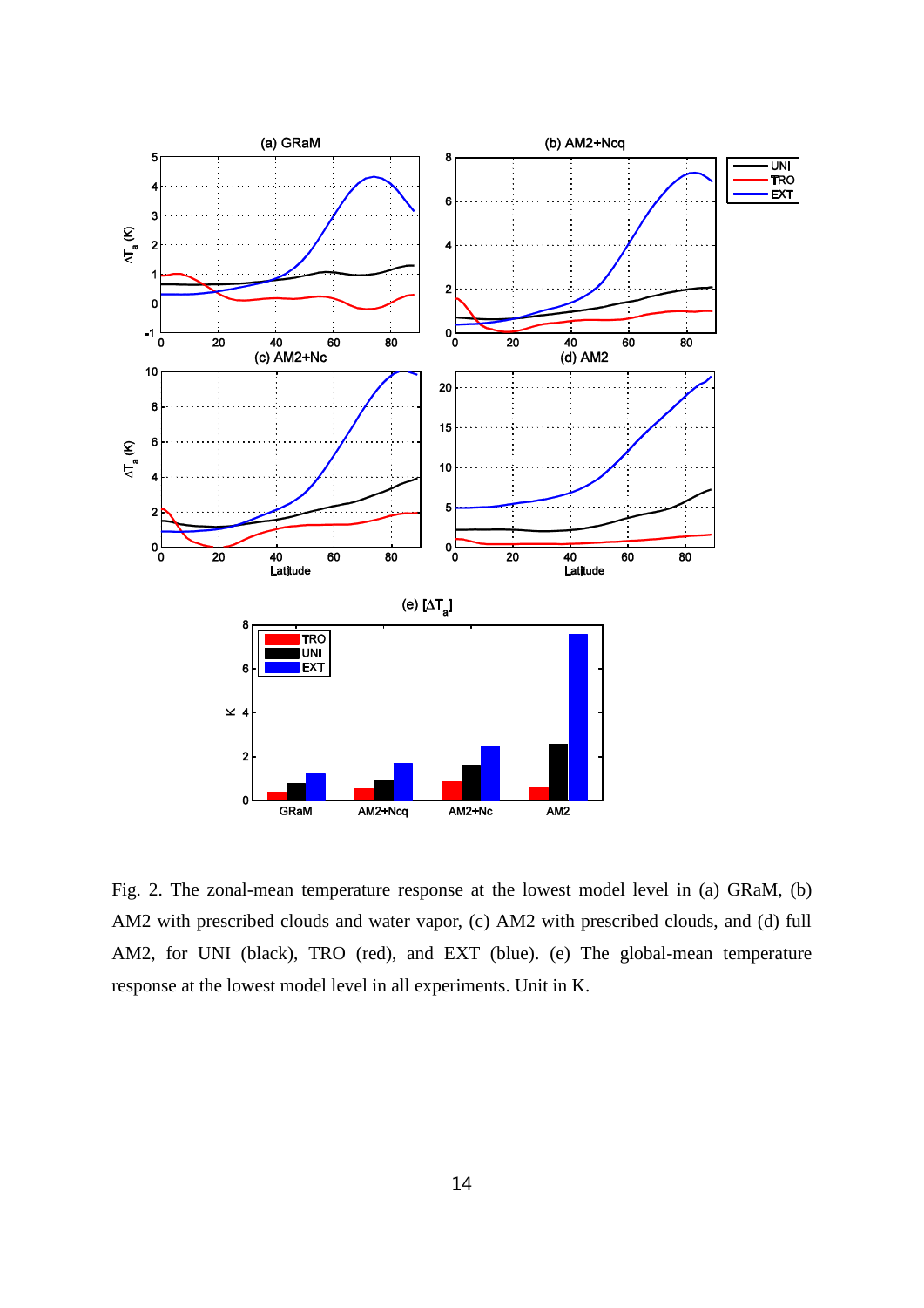(a) GRaM

(b) AM2+Ncq

UNI
TRO
EXT

$\Delta T_a$ (K)

(c) AM2+Nc

(d) AM2

Latitude

(e) $[\Delta T_a]$

TRO
UNI
EXT

K

GRaM AM2+Ncq AM2+Nc AM2

Fig. 2. The zonal-mean temperature response at the lowest model level in (a) GRaM, (b) AM2 with prescribed clouds and water vapor, (c) AM2 with prescribed clouds, and (d) full AM2, for UNI (black), TRO (red), and EXT (blue). (e) The global-mean temperature response at the lowest model level in all experiments. Unit in K.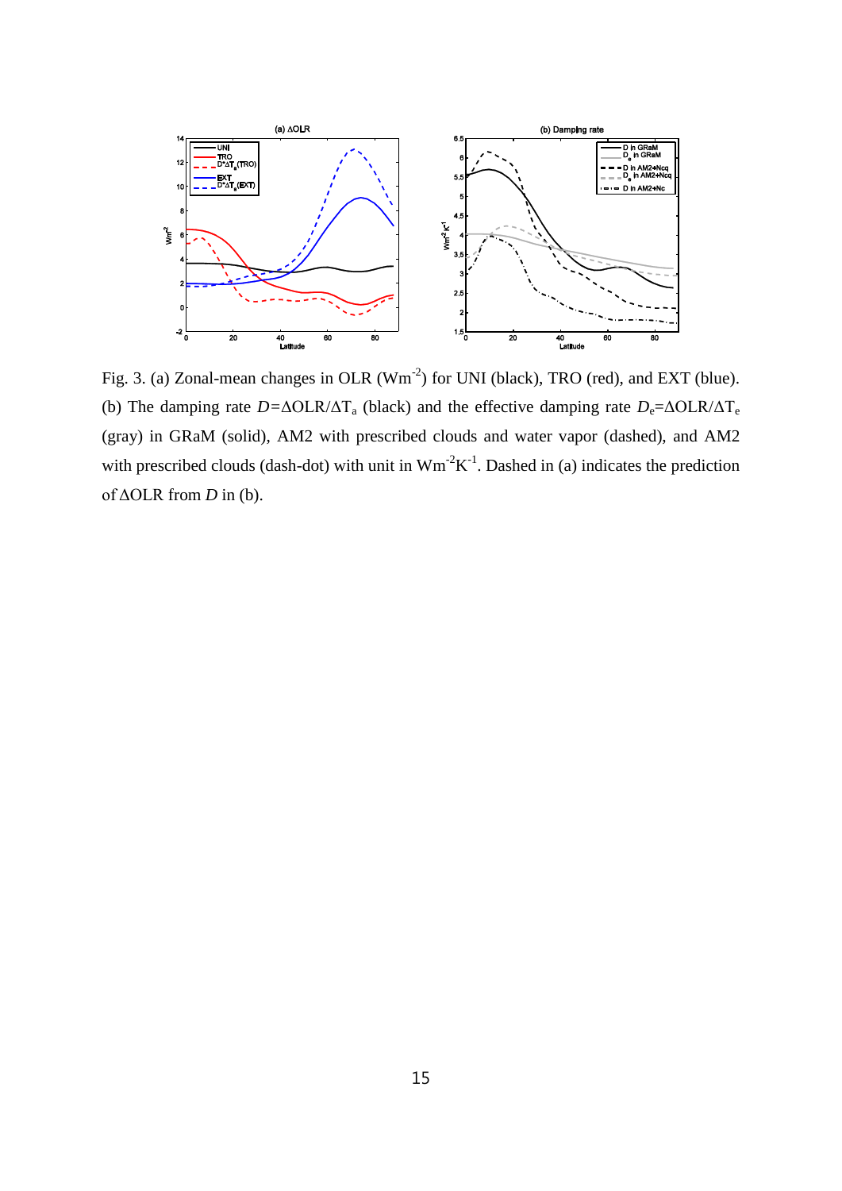(a) ΔOLR

14
12
10
8
6
4
2
0
-2

$Wm^{-2}$

0 20 40 60 80
Latitude

UNI
TRO
D*ΔT$_a$(TRO)
EXT
D*ΔT$_a$(EXT)

(b) Damping rate

6.5
6
5.5
5
4.5
4
3.5
3
2.5
2
1.5

$Wm^{-2}K^{-1}$

0 20 40 60 80
Latitude

D in GRaM
D$_e$ in GRaM
D in AM2+Ncq
D$_e$ in AM2+Ncq
D in AM2+Nc

Fig. 3. (a) Zonal-mean changes in OLR ($Wm^{-2}$) for UNI (black), TRO (red), and EXT (blue). (b) The damping rate $D=\Delta OLR/\Delta T_a$ (black) and the effective damping rate $D_e=\Delta OLR/\Delta T_e$ (gray) in GRaM (solid), AM2 with prescribed clouds and water vapor (dashed), and AM2 with prescribed clouds (dash-dot) with unit in $Wm^{-2}K^{-1}$. Dashed in (a) indicates the prediction of ΔOLR from $D$ in (b).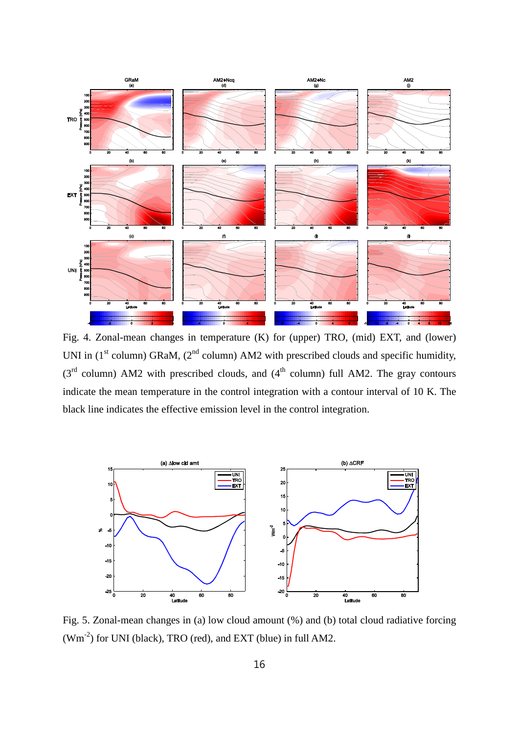GRaM
(a)

AM2+Ncq
(d)

AM2+Nc
(g)

AM2
(j)

TRO

EXT

UNI

Pressure (hPa)

Latitude

Fig. 4. Zonal-mean changes in temperature (K) for (upper) TRO, (mid) EXT, and (lower) UNI in (1st column) GRaM, (2nd column) AM2 with prescribed clouds and specific humidity, (3rd column) AM2 with prescribed clouds, and (4th column) full AM2. The gray contours indicate the mean temperature in the control integration with a contour interval of 10 K. The black line indicates the effective emission level in the control integration.

(a) Δlow cld amt

(b) ΔCRF

UNI
TRO
EXT

%

Wm$^{-2}$

Latitude

Fig. 5. Zonal-mean changes in (a) low cloud amount (%) and (b) total cloud radiative forcing (Wm$^{-2}$) for UNI (black), TRO (red), and EXT (blue) in full AM2.